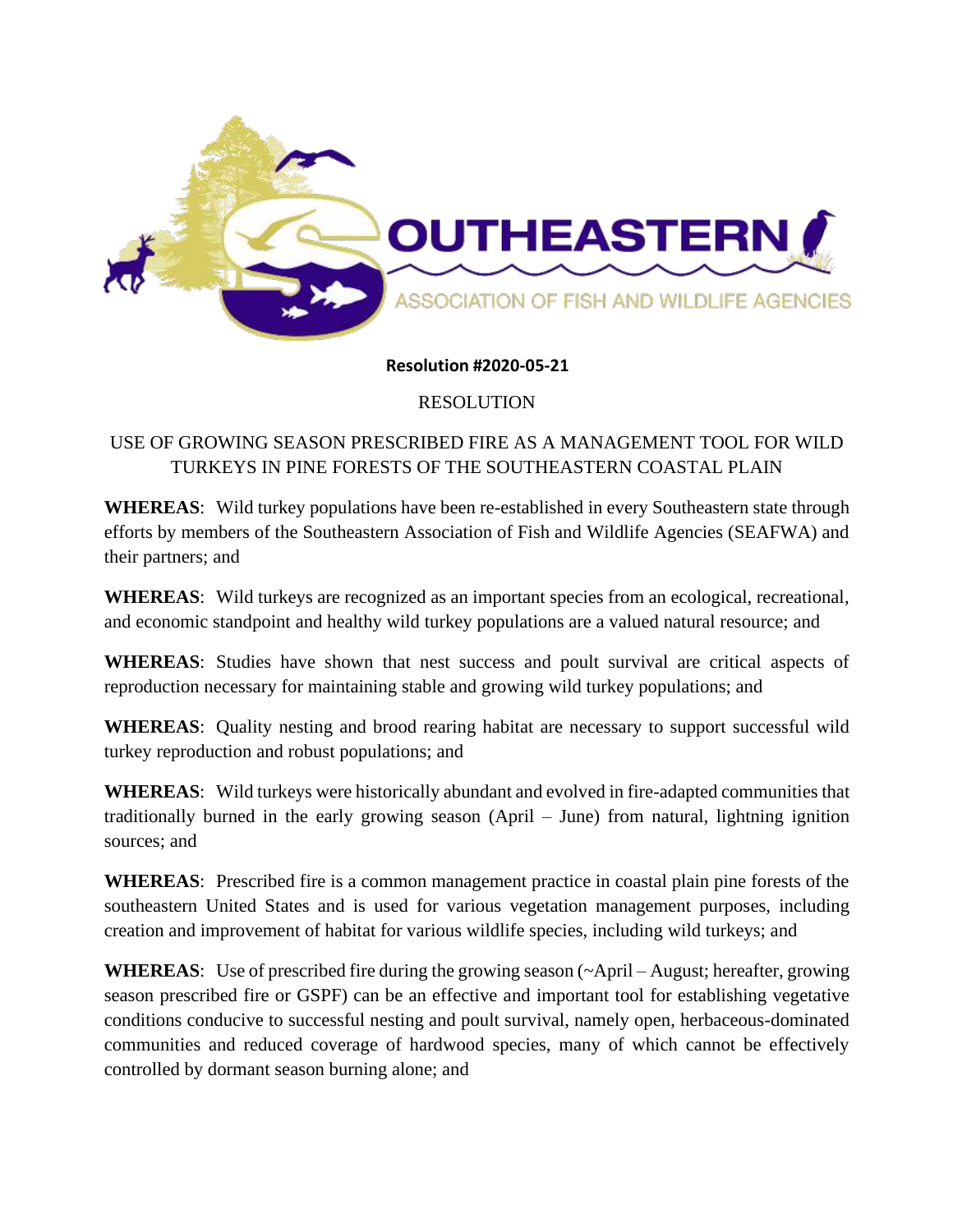SOUTHEASTERN ASSOCIATION OF FISH AND WILDLIFE AGENCIES

**Resolution #2020-05-21**

RESOLUTION

# USE OF GROWING SEASON PRESCRIBED FIRE AS A MANAGEMENT TOOL FOR WILD TURKEYS IN PINE FORESTS OF THE SOUTHEASTERN COASTAL PLAIN

**WHEREAS**: Wild turkey populations have been re-established in every Southeastern state through efforts by members of the Southeastern Association of Fish and Wildlife Agencies (SEAFWA) and their partners; and

**WHEREAS**: Wild turkeys are recognized as an important species from an ecological, recreational, and economic standpoint and healthy wild turkey populations are a valued natural resource; and

**WHEREAS**: Studies have shown that nest success and poult survival are critical aspects of reproduction necessary for maintaining stable and growing wild turkey populations; and

**WHEREAS**: Quality nesting and brood rearing habitat are necessary to support successful wild turkey reproduction and robust populations; and

**WHEREAS**: Wild turkeys were historically abundant and evolved in fire-adapted communities that traditionally burned in the early growing season (April – June) from natural, lightning ignition sources; and

**WHEREAS**: Prescribed fire is a common management practice in coastal plain pine forests of the southeastern United States and is used for various vegetation management purposes, including creation and improvement of habitat for various wildlife species, including wild turkeys; and

**WHEREAS**: Use of prescribed fire during the growing season (~April – August; hereafter, growing season prescribed fire or GSPF) can be an effective and important tool for establishing vegetative conditions conducive to successful nesting and poult survival, namely open, herbaceous-dominated communities and reduced coverage of hardwood species, many of which cannot be effectively controlled by dormant season burning alone; and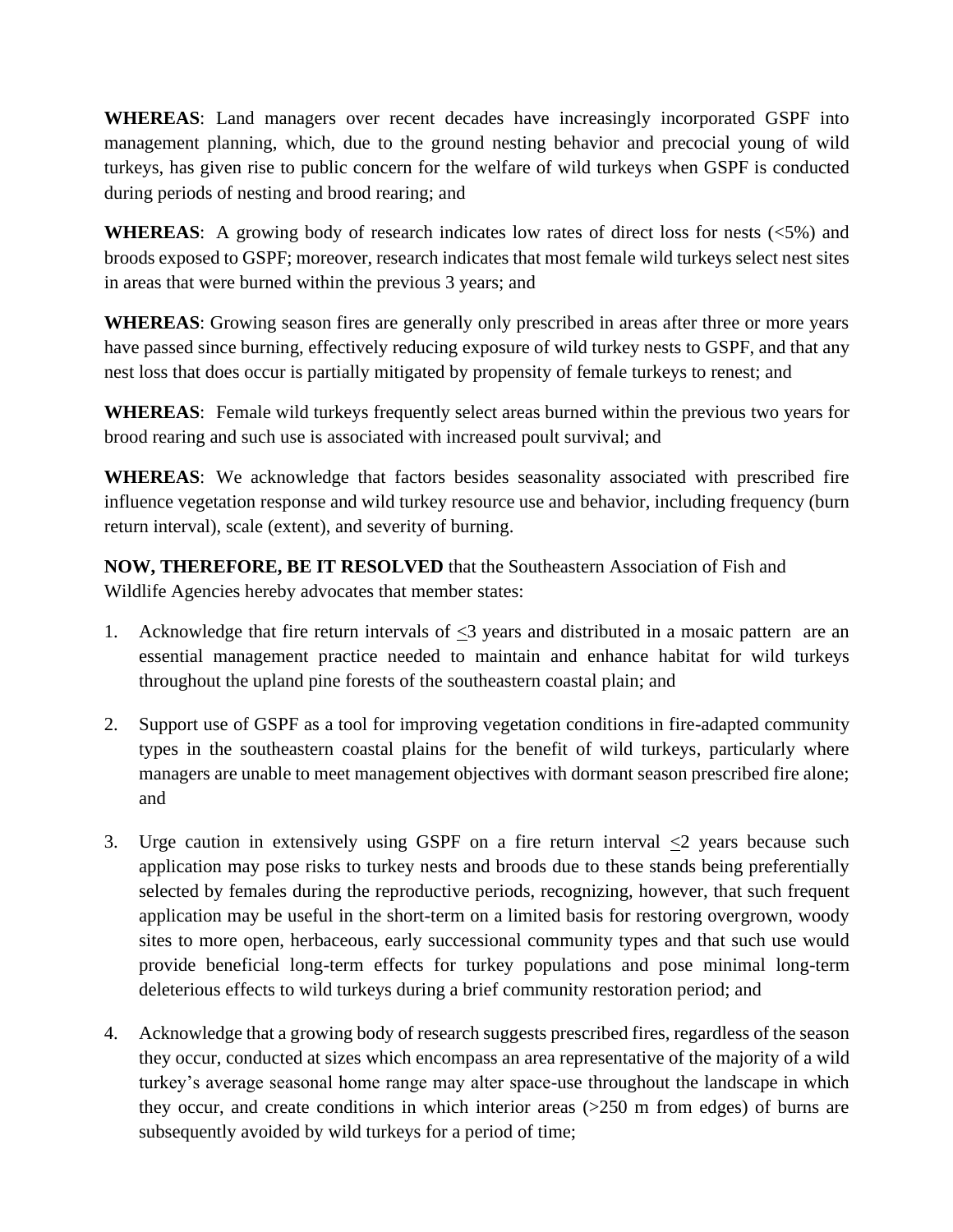**WHEREAS**: Land managers over recent decades have increasingly incorporated GSPF into management planning, which, due to the ground nesting behavior and precocial young of wild turkeys, has given rise to public concern for the welfare of wild turkeys when GSPF is conducted during periods of nesting and brood rearing; and

**WHEREAS**: A growing body of research indicates low rates of direct loss for nests (<5%) and broods exposed to GSPF; moreover, research indicates that most female wild turkeys select nest sites in areas that were burned within the previous 3 years; and

**WHEREAS**: Growing season fires are generally only prescribed in areas after three or more years have passed since burning, effectively reducing exposure of wild turkey nests to GSPF, and that any nest loss that does occur is partially mitigated by propensity of female turkeys to renest; and

**WHEREAS**: Female wild turkeys frequently select areas burned within the previous two years for brood rearing and such use is associated with increased poult survival; and

**WHEREAS**: We acknowledge that factors besides seasonality associated with prescribed fire influence vegetation response and wild turkey resource use and behavior, including frequency (burn return interval), scale (extent), and severity of burning.

**NOW, THEREFORE, BE IT RESOLVED** that the Southeastern Association of Fish and Wildlife Agencies hereby advocates that member states:

1. Acknowledge that fire return intervals of ≤3 years and distributed in a mosaic pattern are an essential management practice needed to maintain and enhance habitat for wild turkeys throughout the upland pine forests of the southeastern coastal plain; and

2. Support use of GSPF as a tool for improving vegetation conditions in fire-adapted community types in the southeastern coastal plains for the benefit of wild turkeys, particularly where managers are unable to meet management objectives with dormant season prescribed fire alone; and

3. Urge caution in extensively using GSPF on a fire return interval ≤2 years because such application may pose risks to turkey nests and broods due to these stands being preferentially selected by females during the reproductive periods, recognizing, however, that such frequent application may be useful in the short-term on a limited basis for restoring overgrown, woody sites to more open, herbaceous, early successional community types and that such use would provide beneficial long-term effects for turkey populations and pose minimal long-term deleterious effects to wild turkeys during a brief community restoration period; and

4. Acknowledge that a growing body of research suggests prescribed fires, regardless of the season they occur, conducted at sizes which encompass an area representative of the majority of a wild turkey's average seasonal home range may alter space-use throughout the landscape in which they occur, and create conditions in which interior areas (>250 m from edges) of burns are subsequently avoided by wild turkeys for a period of time;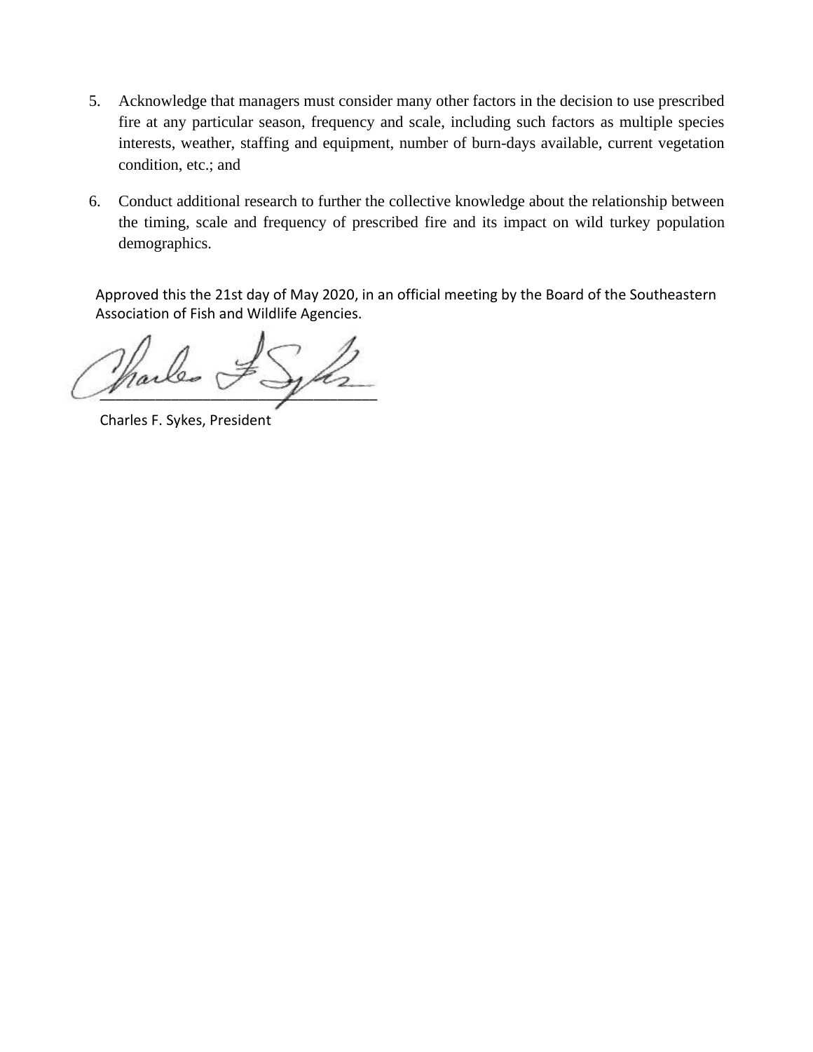5. Acknowledge that managers must consider many other factors in the decision to use prescribed fire at any particular season, frequency and scale, including such factors as multiple species interests, weather, staffing and equipment, number of burn-days available, current vegetation condition, etc.; and

6. Conduct additional research to further the collective knowledge about the relationship between the timing, scale and frequency of prescribed fire and its impact on wild turkey population demographics.

Approved this the 21st day of May 2020, in an official meeting by the Board of the Southeastern Association of Fish and Wildlife Agencies.

\_\_\_\_\_\_\_\_\_\_\_\_\_\_\_\_\_\_\_\_\_\_\_\_\_\_\_\_\_\_\_\_

Charles F. Sykes, President